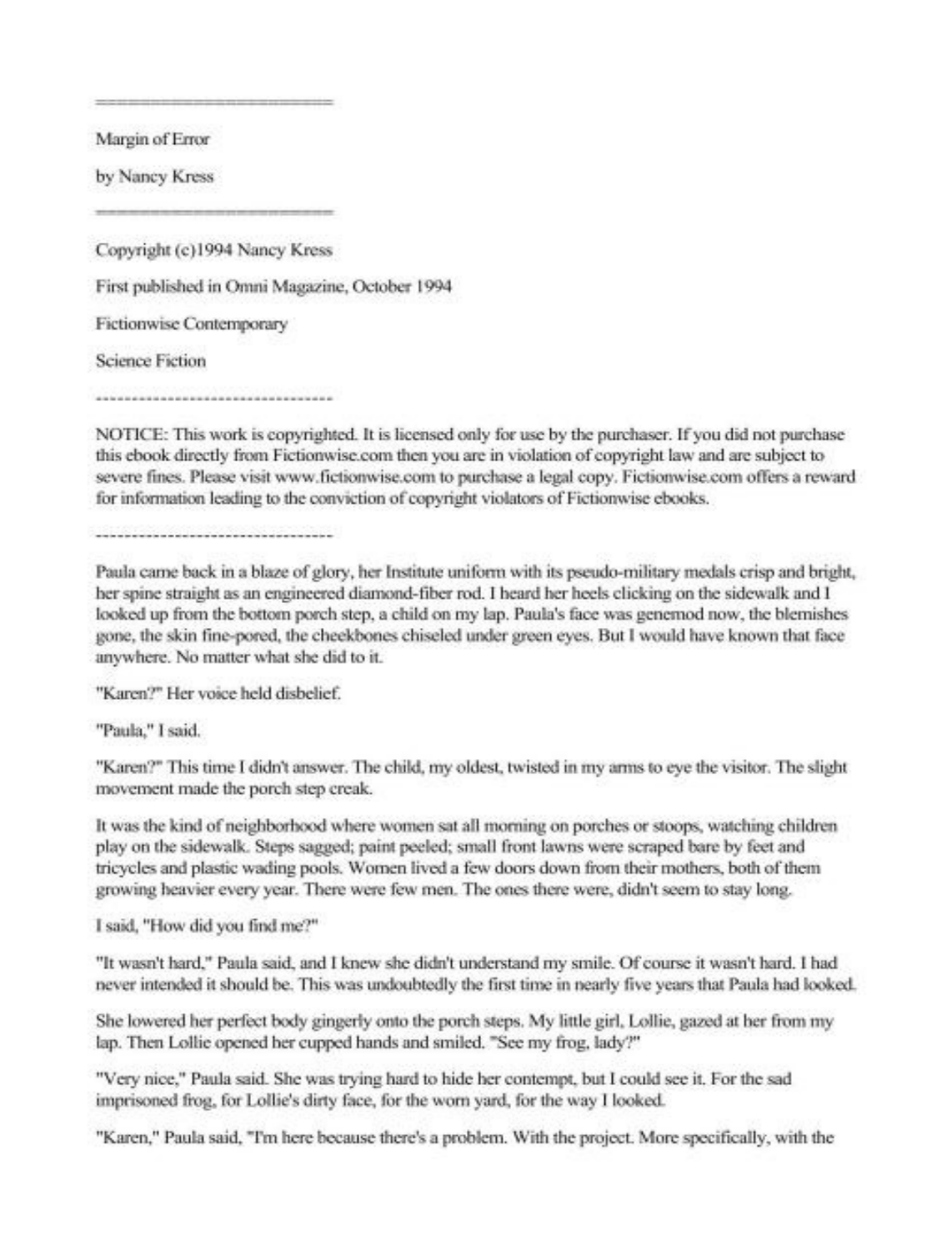=========================

Margin of Error

by Nancy Kress

=========================

Copyright (c)1994 Nancy Kress

First published in Omni Magazine, October 1994

Fictionwise Contemporary

Science Fiction

---------------------------------

NOTICE: This work is copyrighted. It is licensed only for use by the purchaser. If you did not purchase this ebook directly from Fictionwise.com then you are in violation of copyright law and are subject to severe fines. Please visit www.fictionwise.com to purchase a legal copy. Fictionwise.com offers a reward for information leading to the conviction of copyright violators of Fictionwise ebooks.

---------------------------------

Paula came back in a blaze of glory, her Institute uniform with its pseudo-military medals crisp and bright, her spine straight as an engineered diamond-fiber rod. I heard her heels clicking on the sidewalk and I looked up from the bottom porch step, a child on my lap. Paula's face was genemod now, the blemishes gone, the skin fine-pored, the cheekbones chiseled under green eyes. But I would have known that face anywhere. No matter what she did to it.

"Karen?" Her voice held disbelief.

"Paula," I said.

"Karen?" This time I didn't answer. The child, my oldest, twisted in my arms to eye the visitor. The slight movement made the porch step creak.

It was the kind of neighborhood where women sat all morning on porches or stoops, watching children play on the sidewalk. Steps sagged; paint peeled; small front lawns were scraped bare by feet and tricycles and plastic wading pools. Women lived a few doors down from their mothers, both of them growing heavier every year. There were few men. The ones there were, didn't seem to stay long.

I said, "How did you find me?"

"It wasn't hard," Paula said, and I knew she didn't understand my smile. Of course it wasn't hard. I had never intended it should be. This was undoubtedly the first time in nearly five years that Paula had looked.

She lowered her perfect body gingerly onto the porch steps. My little girl, Lollie, gazed at her from my lap. Then Lollie opened her cupped hands and smiled. "See my frog, lady?"

"Very nice," Paula said. She was trying hard to hide her contempt, but I could see it. For the sad imprisoned frog, for Lollie's dirty face, for the worn yard, for the way I looked.

"Karen," Paula said, "I'm here because there's a problem. With the project. More specifically, with the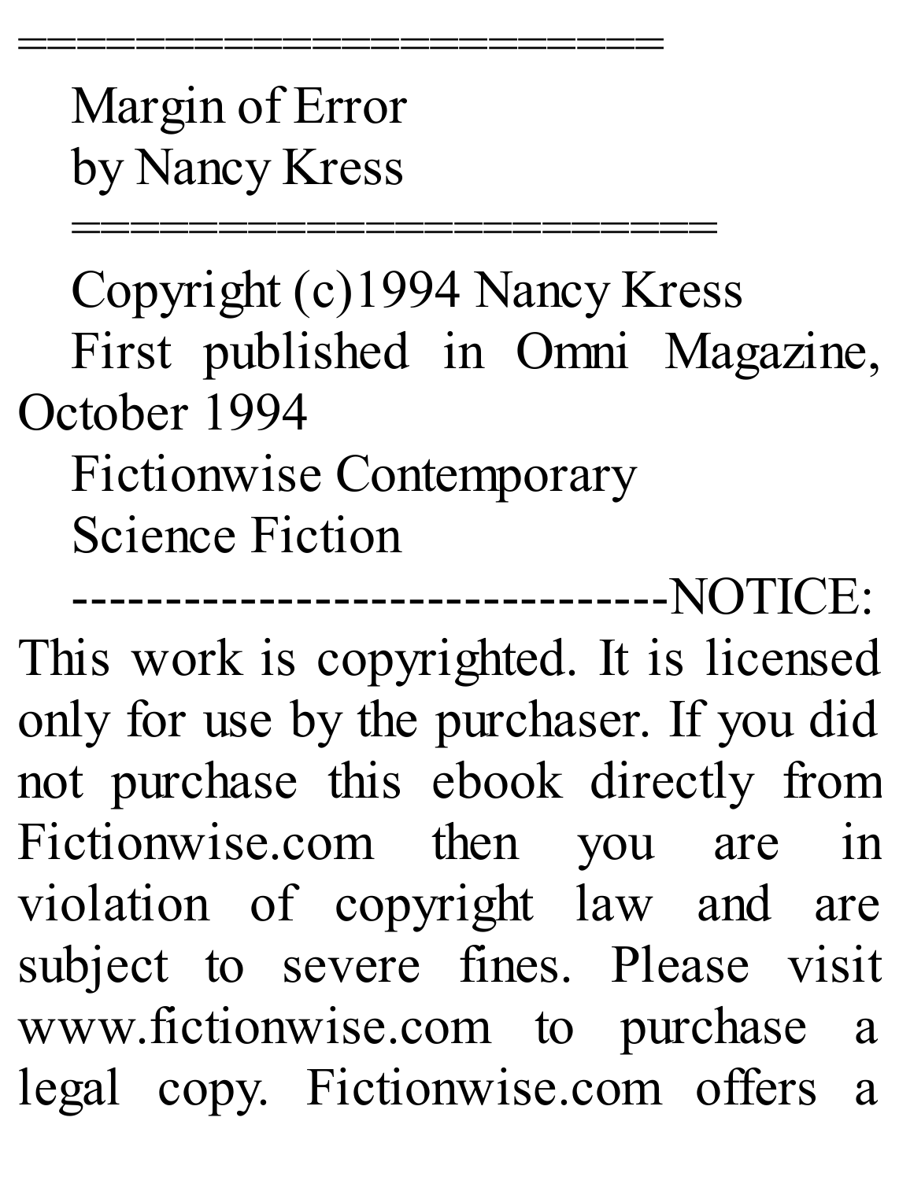==========================

Margin of Error

by Nancy Kress

==========================

Copyright (c)1994 Nancy Kress

First published in Omni Magazine, October 1994

Fictionwise Contemporary

Science Fiction

---------------------------------NOTICE: This work is copyrighted. It is licensed only for use by the purchaser. If you did not purchase this ebook directly from Fictionwise.com then you are in violation of copyright law and are subject to severe fines. Please visit www.fictionwise.com to purchase a legal copy. Fictionwise.com offers a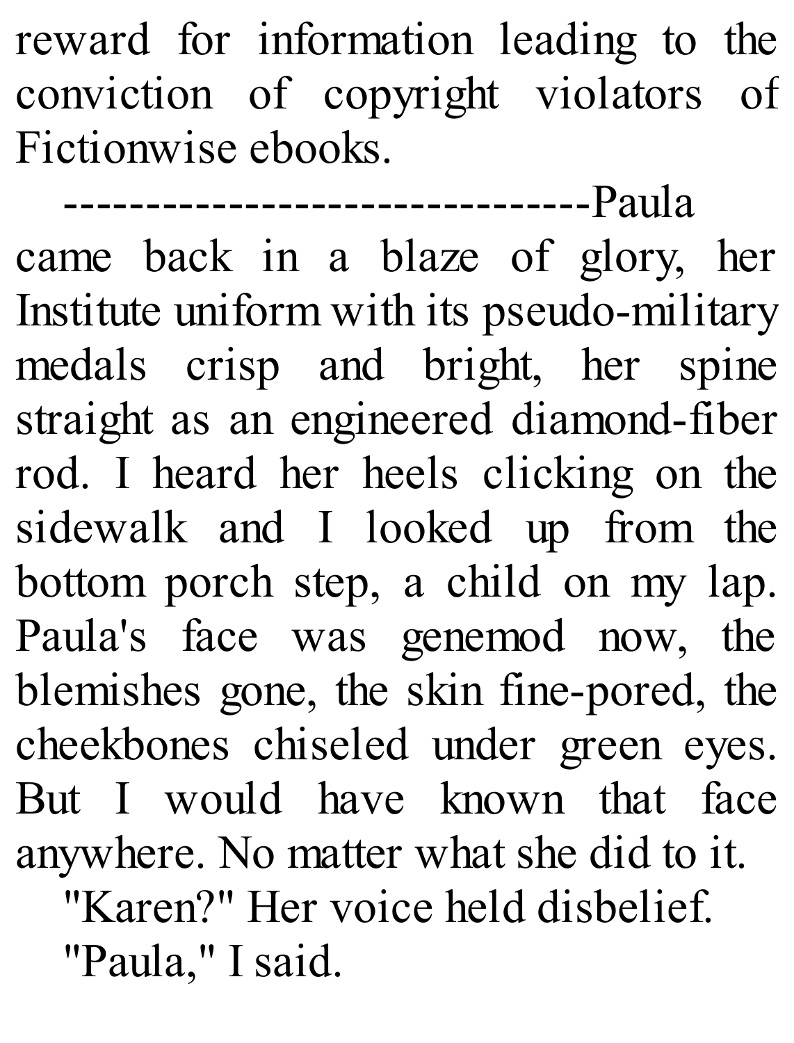reward for information leading to the conviction of copyright violators of Fictionwise ebooks.

---

Paula came back in a blaze of glory, her Institute uniform with its pseudo-military medals crisp and bright, her spine straight as an engineered diamond-fiber rod. I heard her heels clicking on the sidewalk and I looked up from the bottom porch step, a child on my lap. Paula's face was genemod now, the blemishes gone, the skin fine-pored, the cheekbones chiseled under green eyes. But I would have known that face anywhere. No matter what she did to it.

"Karen?" Her voice held disbelief.

"Paula," I said.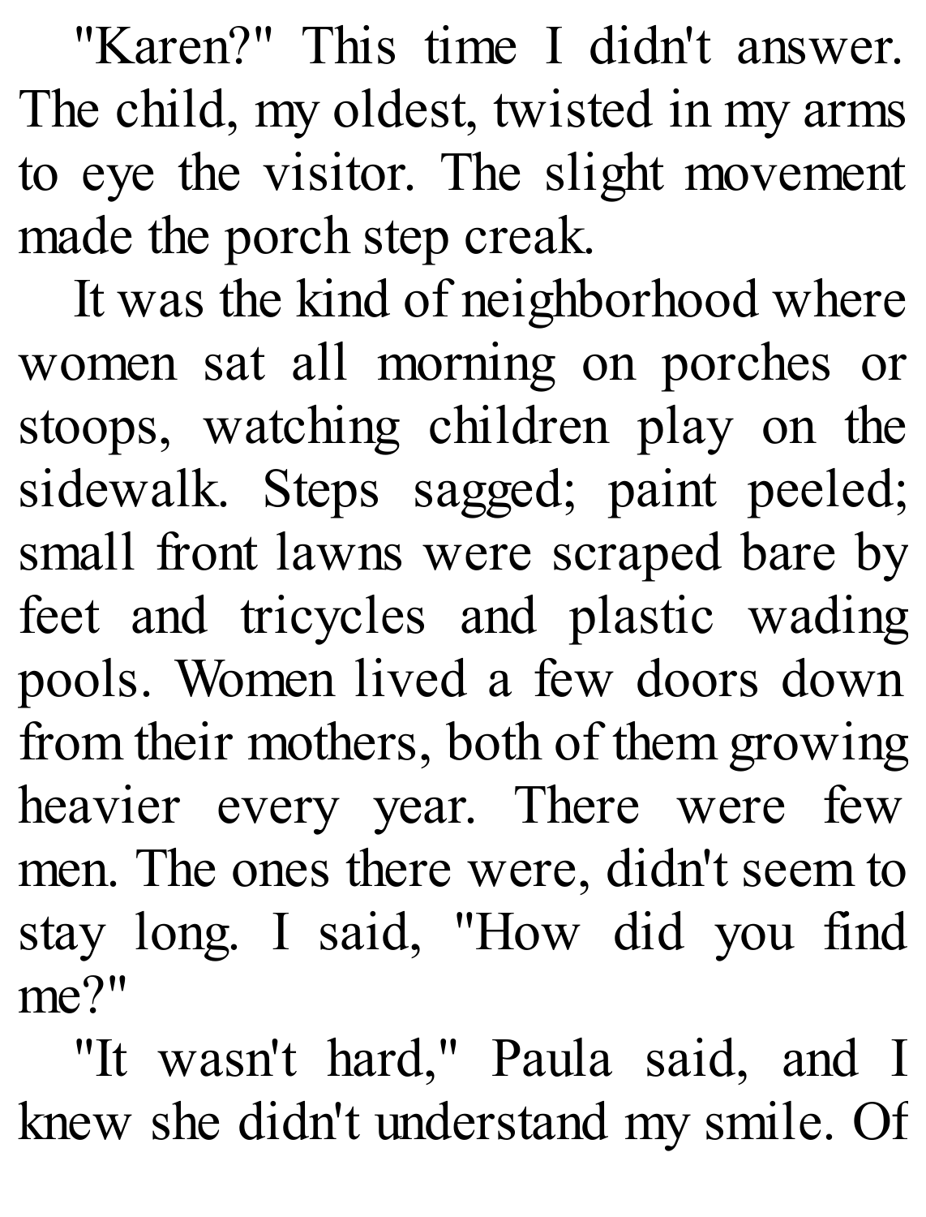"Karen?" This time I didn't answer. The child, my oldest, twisted in my arms to eye the visitor. The slight movement made the porch step creak.

It was the kind of neighborhood where women sat all morning on porches or stoops, watching children play on the sidewalk. Steps sagged; paint peeled; small front lawns were scraped bare by feet and tricycles and plastic wading pools. Women lived a few doors down from their mothers, both of them growing heavier every year. There were few men. The ones there were, didn't seem to stay long. I said, "How did you find me?"

"It wasn't hard," Paula said, and I knew she didn't understand my smile. Of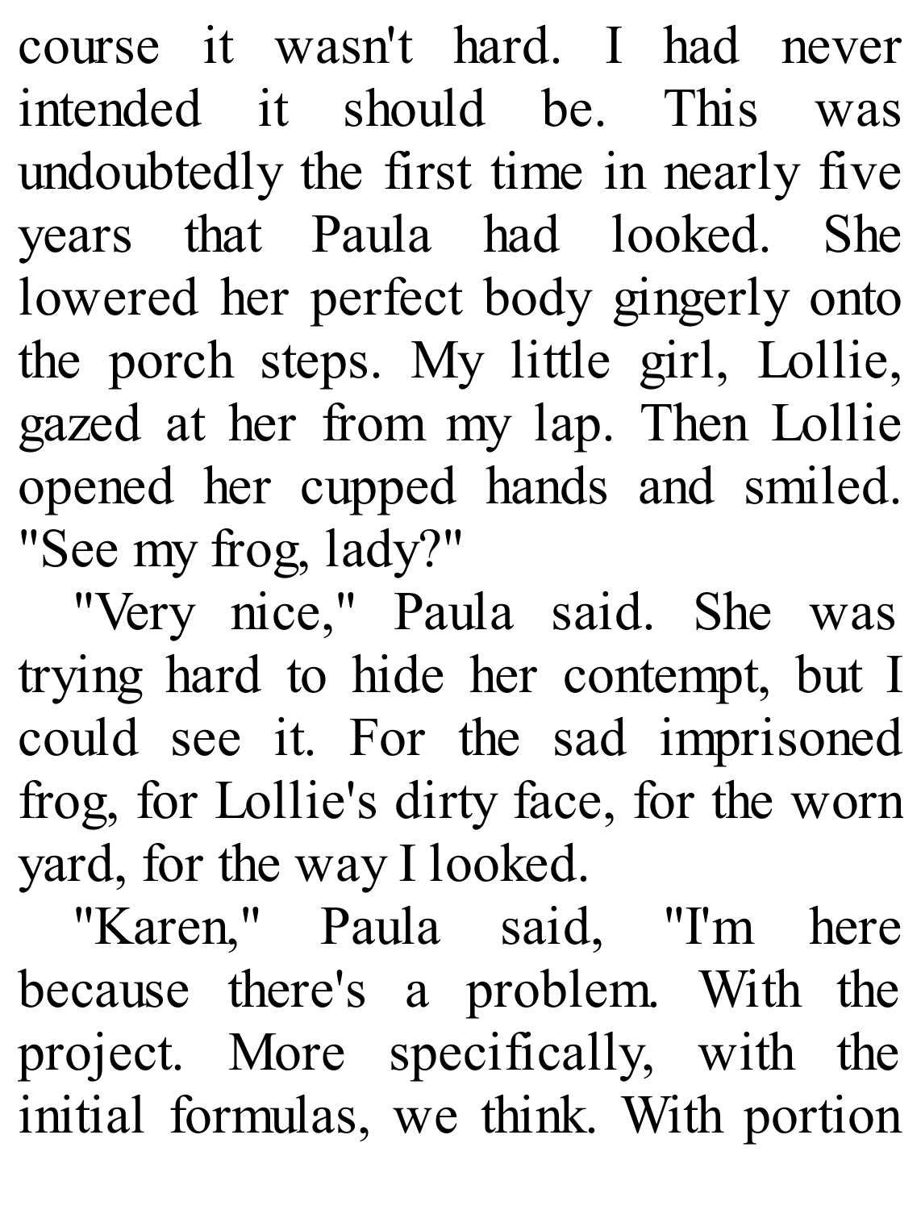course it wasn't hard. I had never intended it should be. This was undoubtedly the first time in nearly five years that Paula had looked. She lowered her perfect body gingerly onto the porch steps. My little girl, Lollie, gazed at her from my lap. Then Lollie opened her cupped hands and smiled. "See my frog, lady?"

"Very nice," Paula said. She was trying hard to hide her contempt, but I could see it. For the sad imprisoned frog, for Lollie's dirty face, for the worn yard, for the way I looked.

"Karen," Paula said, "I'm here because there's a problem. With the project. More specifically, with the initial formulas, we think. With portion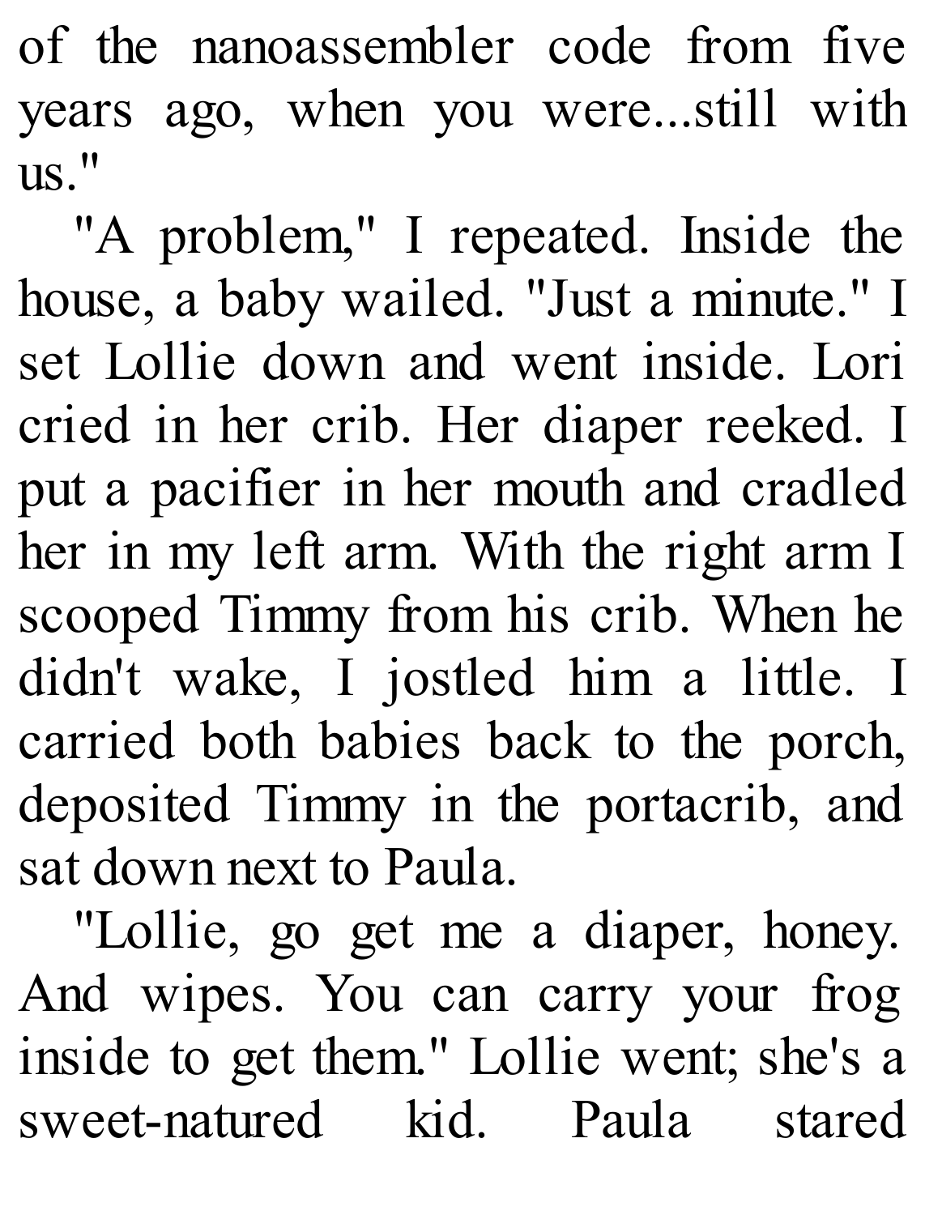of the nanoassembler code from five years ago, when you were...still with us."

"A problem," I repeated. Inside the house, a baby wailed. "Just a minute." I set Lollie down and went inside. Lori cried in her crib. Her diaper reeked. I put a pacifier in her mouth and cradled her in my left arm. With the right arm I scooped Timmy from his crib. When he didn't wake, I jostled him a little. I carried both babies back to the porch, deposited Timmy in the portacrib, and sat down next to Paula.

"Lollie, go get me a diaper, honey. And wipes. You can carry your frog inside to get them." Lollie went; she's a sweet-natured kid. Paula stared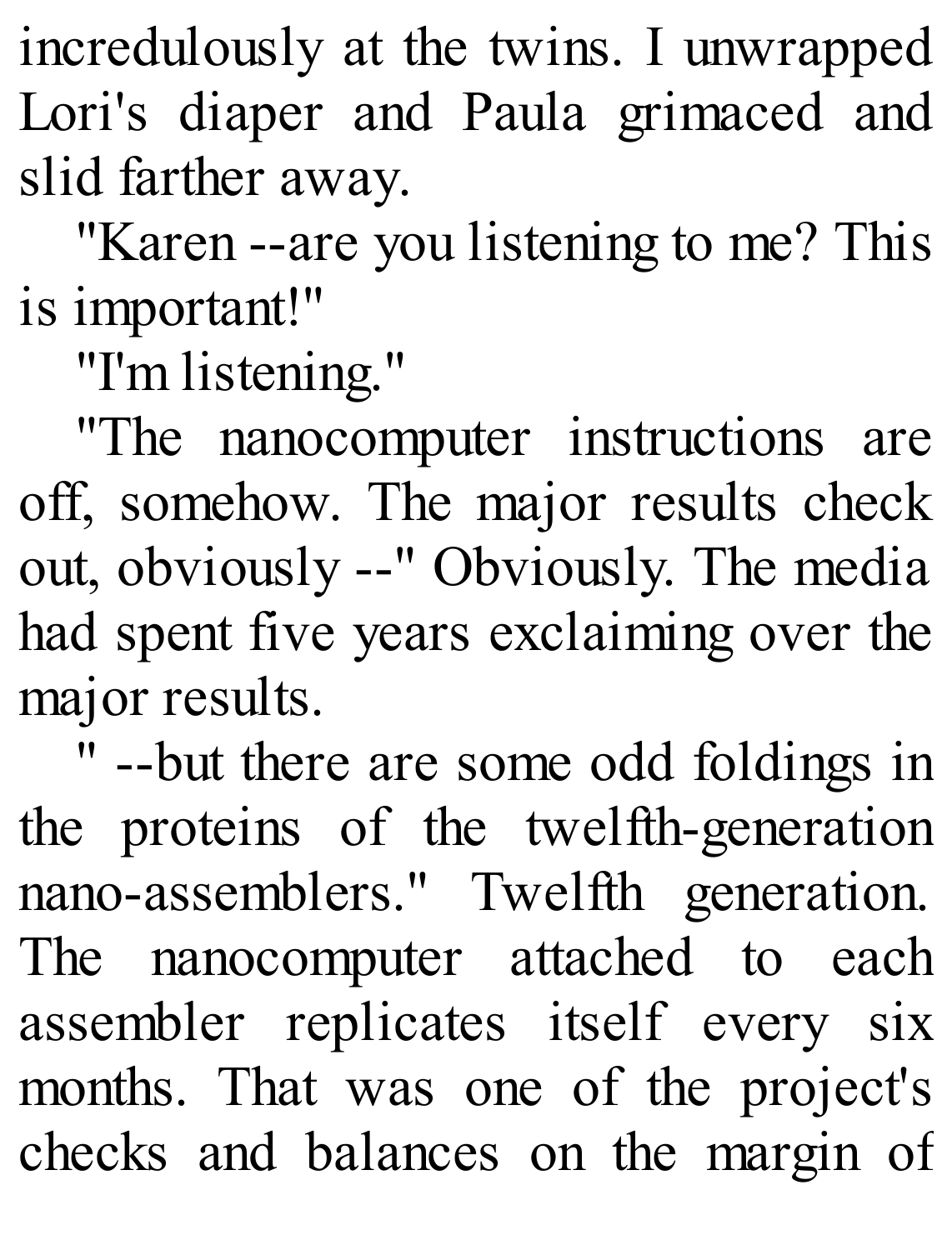incredulously at the twins. I unwrapped Lori's diaper and Paula grimaced and slid farther away.

"Karen --are you listening to me? This is important!"

"I'm listening."

"The nanocomputer instructions are off, somehow. The major results check out, obviously --" Obviously. The media had spent five years exclaiming over the major results.

" --but there are some odd foldings in the proteins of the twelfth-generation nano-assemblers." Twelfth generation. The nanocomputer attached to each assembler replicates itself every six months. That was one of the project's checks and balances on the margin of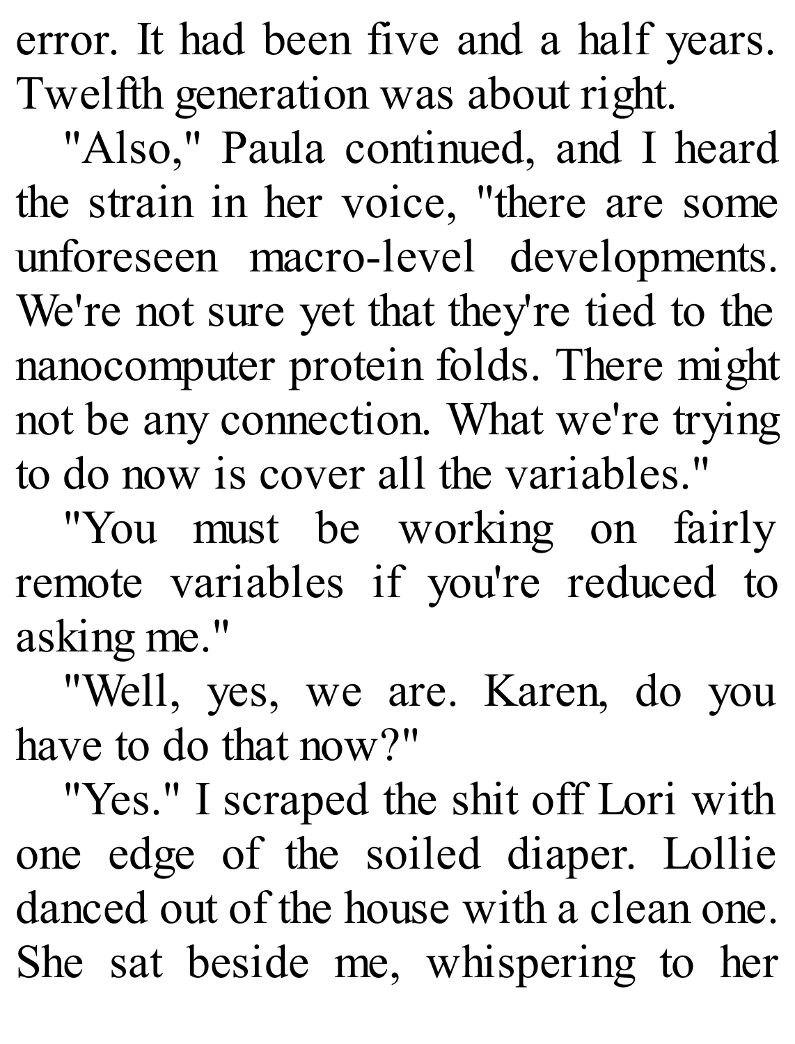error. It had been five and a half years. Twelfth generation was about right.

"Also," Paula continued, and I heard the strain in her voice, "there are some unforeseen macro-level developments. We're not sure yet that they're tied to the nanocomputer protein folds. There might not be any connection. What we're trying to do now is cover all the variables."

"You must be working on fairly remote variables if you're reduced to asking me."

"Well, yes, we are. Karen, do you have to do that now?"

"Yes." I scraped the shit off Lori with one edge of the soiled diaper. Lollie danced out of the house with a clean one. She sat beside me, whispering to her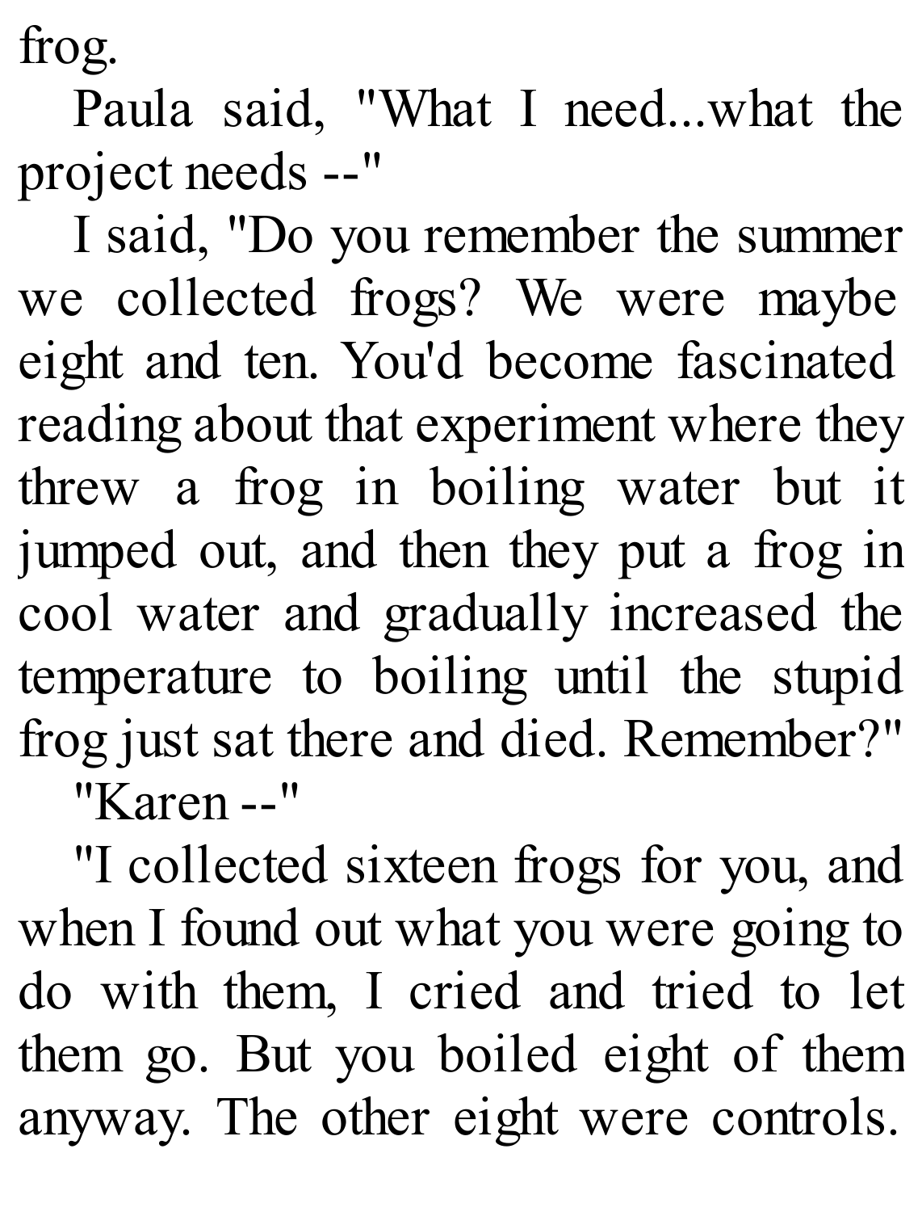frog.

Paula said, "What I need...what the project needs --"

I said, "Do you remember the summer we collected frogs? We were maybe eight and ten. You'd become fascinated reading about that experiment where they threw a frog in boiling water but it jumped out, and then they put a frog in cool water and gradually increased the temperature to boiling until the stupid frog just sat there and died. Remember?"

"Karen --"

"I collected sixteen frogs for you, and when I found out what you were going to do with them, I cried and tried to let them go. But you boiled eight of them anyway. The other eight were controls.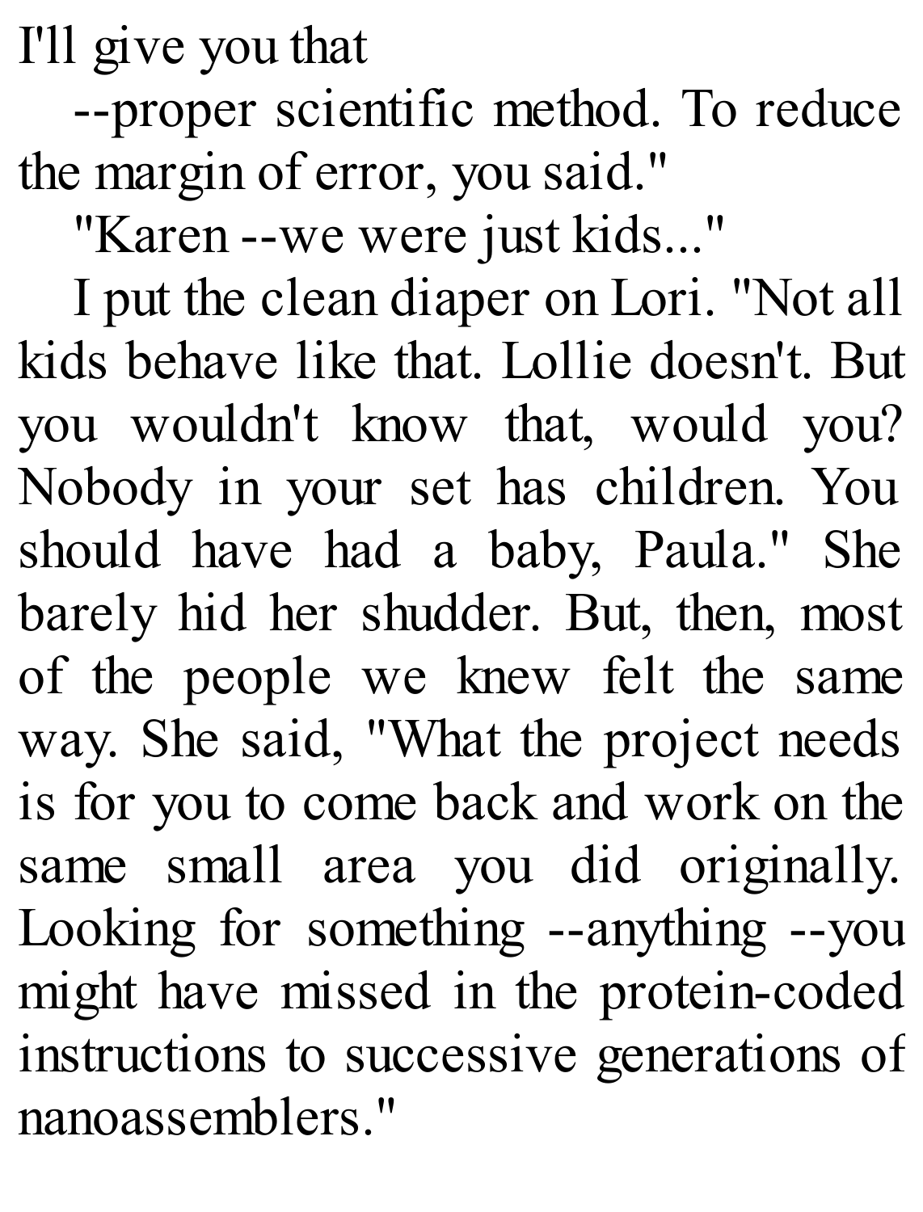I'll give you that

--proper scientific method. To reduce the margin of error, you said."

"Karen --we were just kids..."

I put the clean diaper on Lori. "Not all kids behave like that. Lollie doesn't. But you wouldn't know that, would you? Nobody in your set has children. You should have had a baby, Paula." She barely hid her shudder. But, then, most of the people we knew felt the same way. She said, "What the project needs is for you to come back and work on the same small area you did originally. Looking for something --anything --you might have missed in the protein-coded instructions to successive generations of nanoassemblers."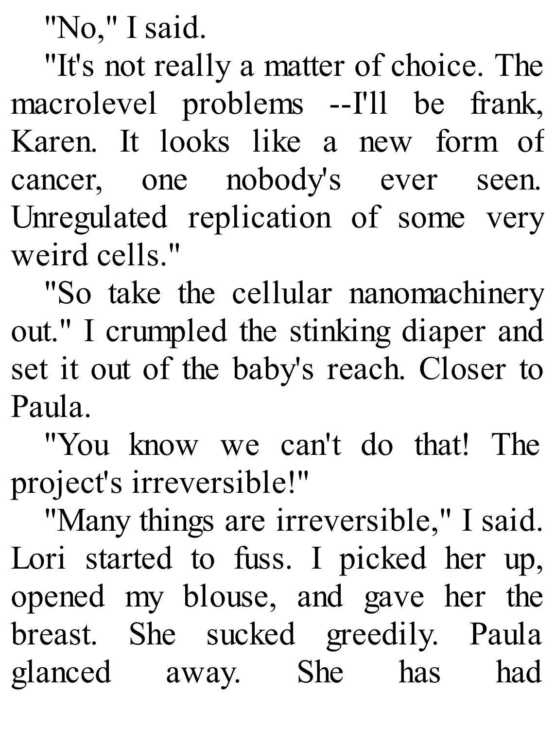"No," I said.

"It's not really a matter of choice. The macrolevel problems --I'll be frank, Karen. It looks like a new form of cancer, one nobody's ever seen. Unregulated replication of some very weird cells."

"So take the cellular nanomachinery out." I crumpled the stinking diaper and set it out of the baby's reach. Closer to Paula.

"You know we can't do that! The project's irreversible!"

"Many things are irreversible," I said. Lori started to fuss. I picked her up, opened my blouse, and gave her the breast. She sucked greedily. Paula glanced away. She has had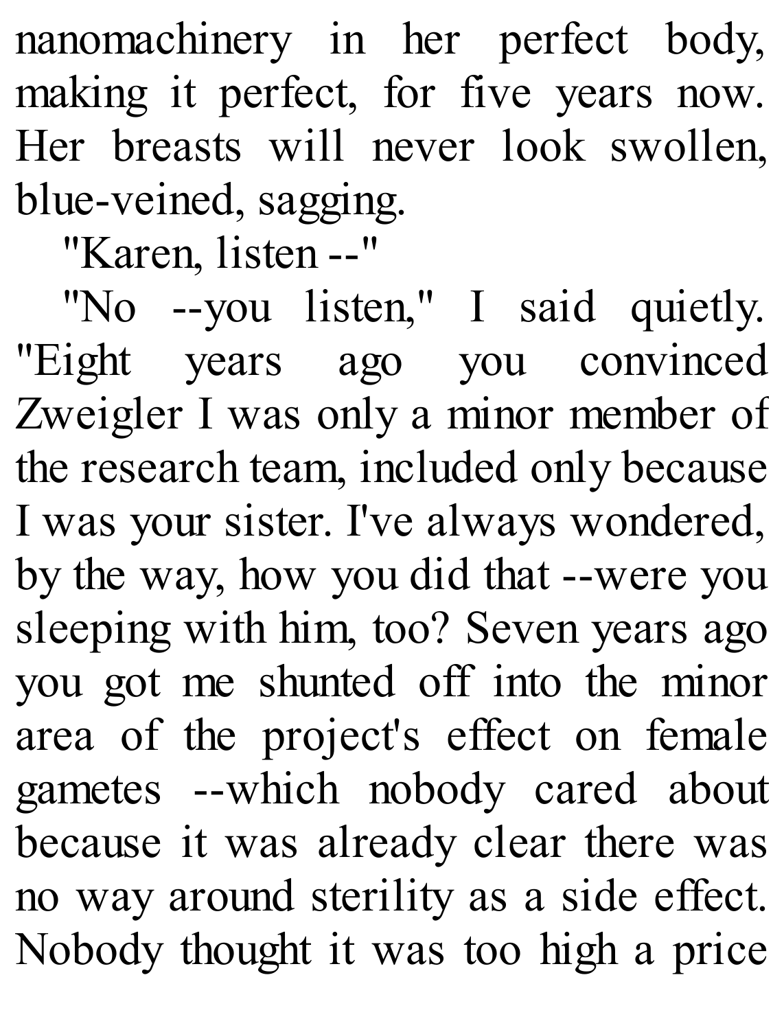nanomachinery in her perfect body, making it perfect, for five years now. Her breasts will never look swollen, blue-veined, sagging.

"Karen, listen --"

"No --you listen," I said quietly. "Eight years ago you convinced Zweigler I was only a minor member of the research team, included only because I was your sister. I've always wondered, by the way, how you did that --were you sleeping with him, too? Seven years ago you got me shunted off into the minor area of the project's effect on female gametes --which nobody cared about because it was already clear there was no way around sterility as a side effect. Nobody thought it was too high a price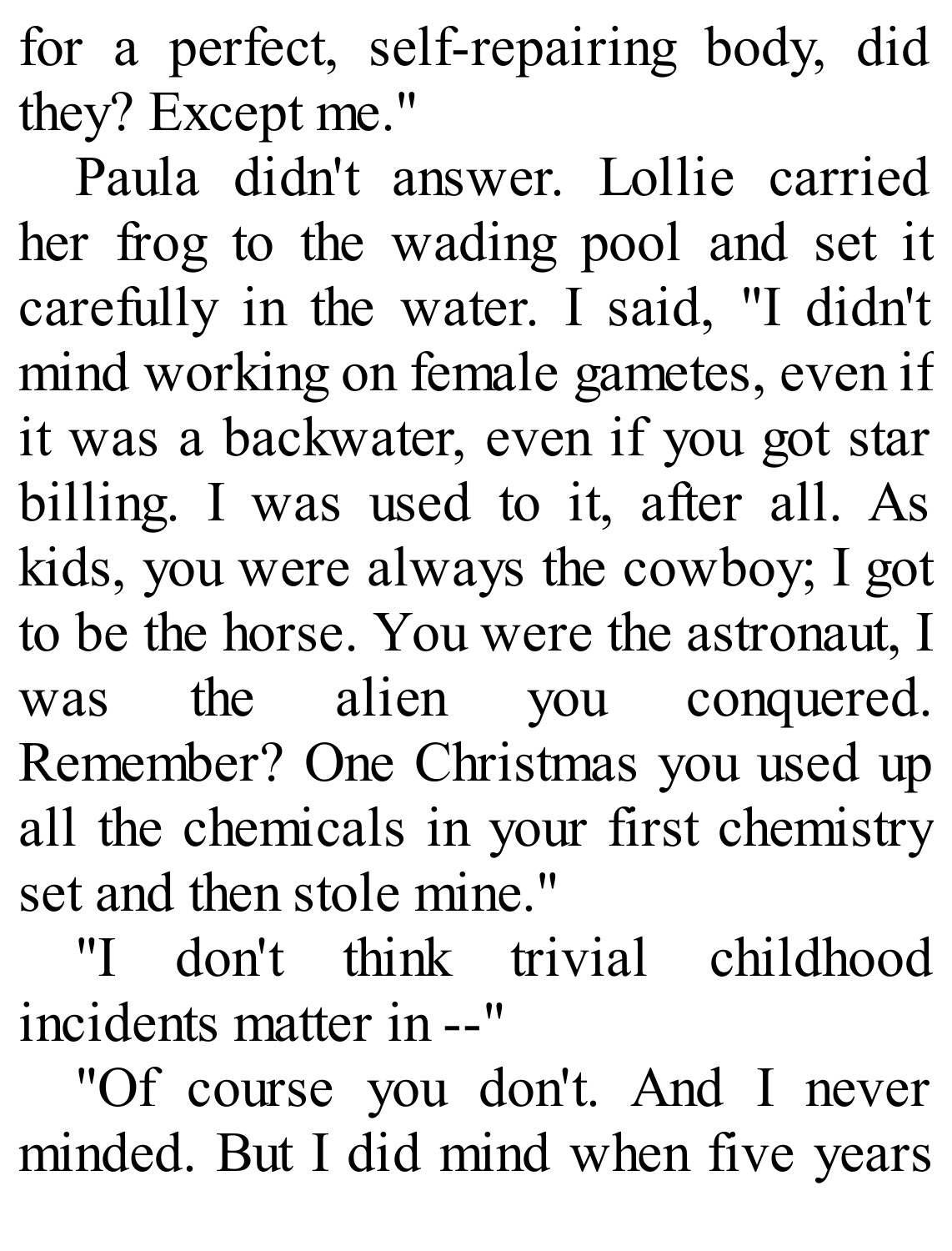for a perfect, self-repairing body, did they? Except me."

Paula didn't answer. Lollie carried her frog to the wading pool and set it carefully in the water. I said, "I didn't mind working on female gametes, even if it was a backwater, even if you got star billing. I was used to it, after all. As kids, you were always the cowboy; I got to be the horse. You were the astronaut, I was the alien you conquered. Remember? One Christmas you used up all the chemicals in your first chemistry set and then stole mine."

"I don't think trivial childhood incidents matter in --"

"Of course you don't. And I never minded. But I did mind when five years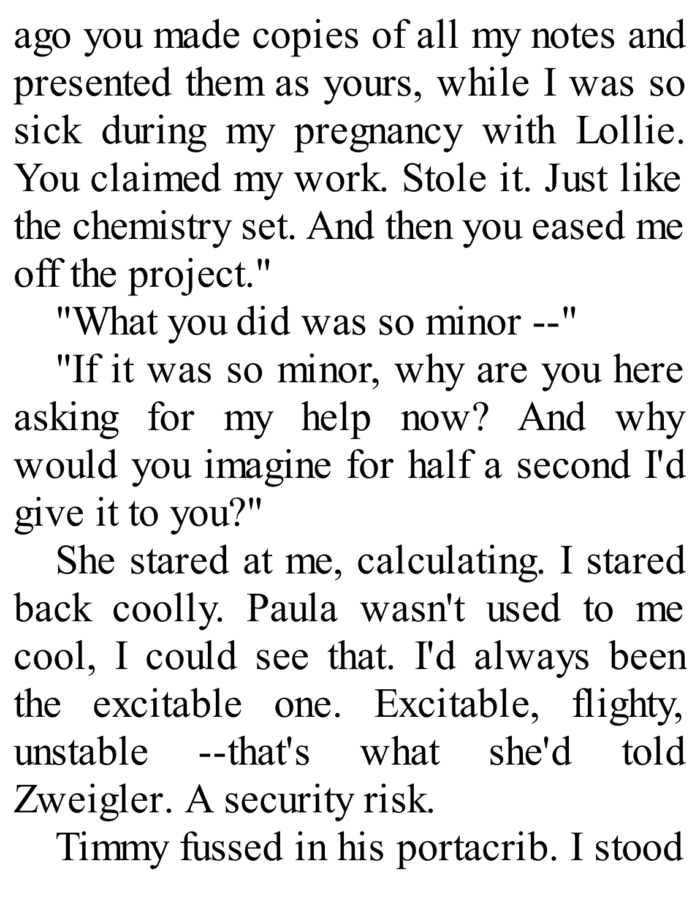ago you made copies of all my notes and presented them as yours, while I was so sick during my pregnancy with Lollie. You claimed my work. Stole it. Just like the chemistry set. And then you eased me off the project."

"What you did was so minor --"

"If it was so minor, why are you here asking for my help now? And why would you imagine for half a second I'd give it to you?"

She stared at me, calculating. I stared back coolly. Paula wasn't used to me cool, I could see that. I'd always been the excitable one. Excitable, flighty, unstable --that's what she'd told Zweigler. A security risk.

Timmy fussed in his portacrib. I stood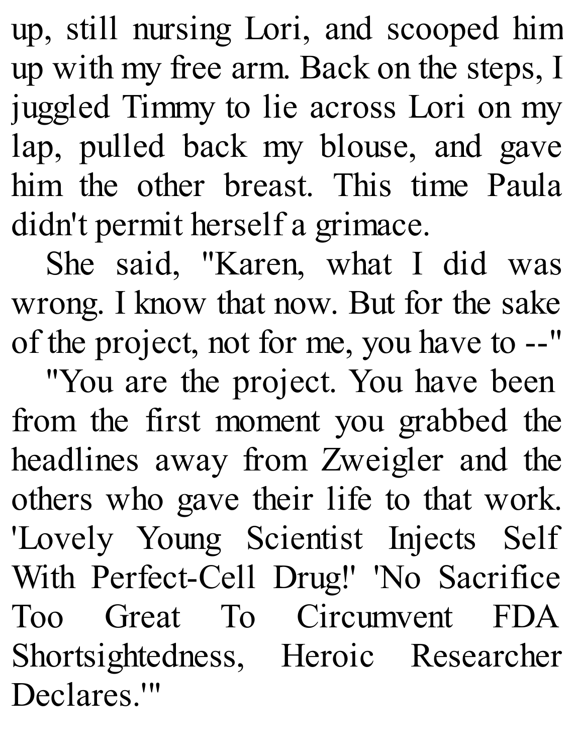up, still nursing Lori, and scooped him up with my free arm. Back on the steps, I juggled Timmy to lie across Lori on my lap, pulled back my blouse, and gave him the other breast. This time Paula didn't permit herself a grimace.

She said, "Karen, what I did was wrong. I know that now. But for the sake of the project, not for me, you have to --"

"You are the project. You have been from the first moment you grabbed the headlines away from Zweigler and the others who gave their life to that work. 'Lovely Young Scientist Injects Self With Perfect-Cell Drug!' 'No Sacrifice Too Great To Circumvent FDA Shortsightedness, Heroic Researcher Declares.'"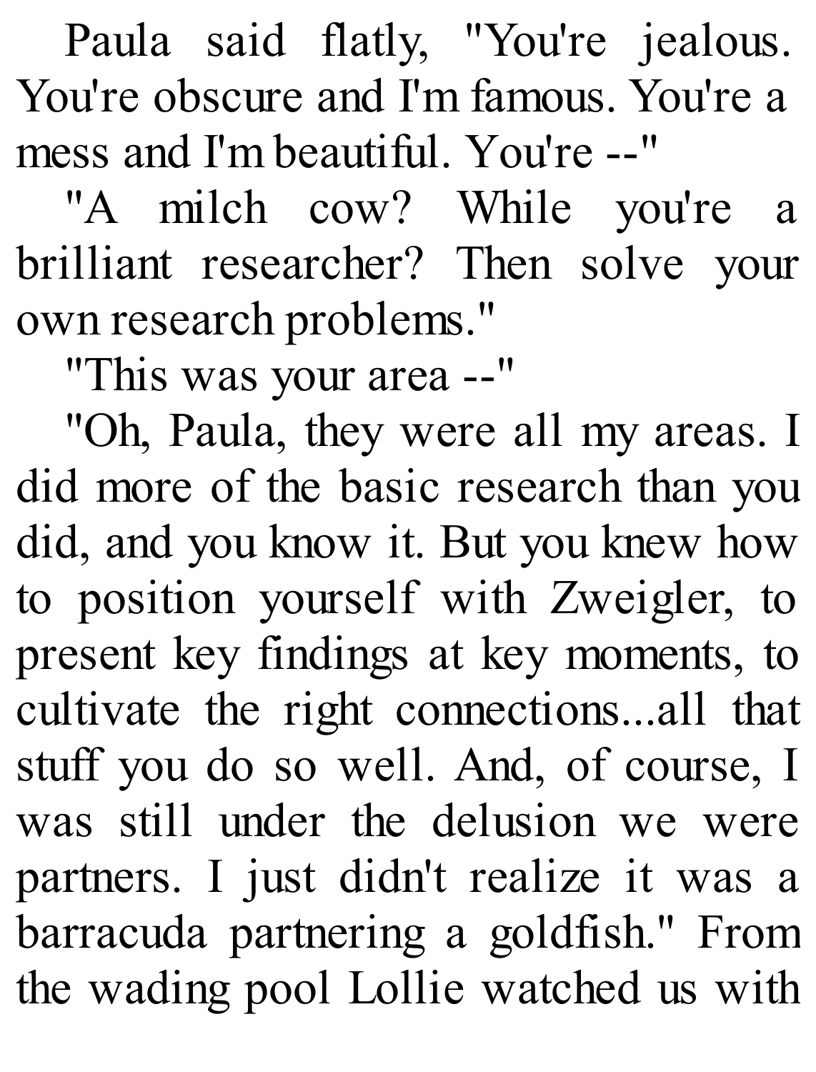Paula said flatly, "You're jealous. You're obscure and I'm famous. You're a mess and I'm beautiful. You're --"

"A milch cow? While you're a brilliant researcher? Then solve your own research problems."

"This was your area --"

"Oh, Paula, they were all my areas. I did more of the basic research than you did, and you know it. But you knew how to position yourself with Zweigler, to present key findings at key moments, to cultivate the right connections...all that stuff you do so well. And, of course, I was still under the delusion we were partners. I just didn't realize it was a barracuda partnering a goldfish." From the wading pool Lollie watched us with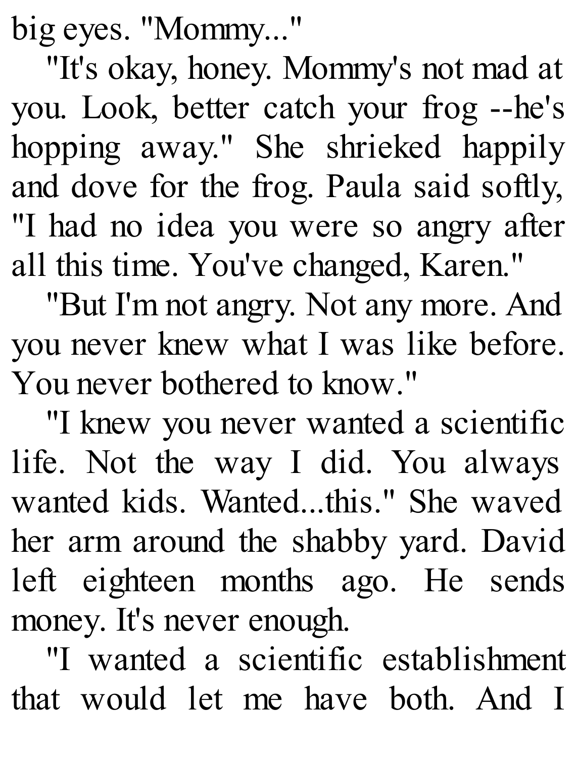big eyes. "Mommy..."

"It's okay, honey. Mommy's not mad at you. Look, better catch your frog --he's hopping away." She shrieked happily and dove for the frog. Paula said softly, "I had no idea you were so angry after all this time. You've changed, Karen."

"But I'm not angry. Not any more. And you never knew what I was like before. You never bothered to know."

"I knew you never wanted a scientific life. Not the way I did. You always wanted kids. Wanted...this." She waved her arm around the shabby yard. David left eighteen months ago. He sends money. It's never enough.

"I wanted a scientific establishment that would let me have both. And I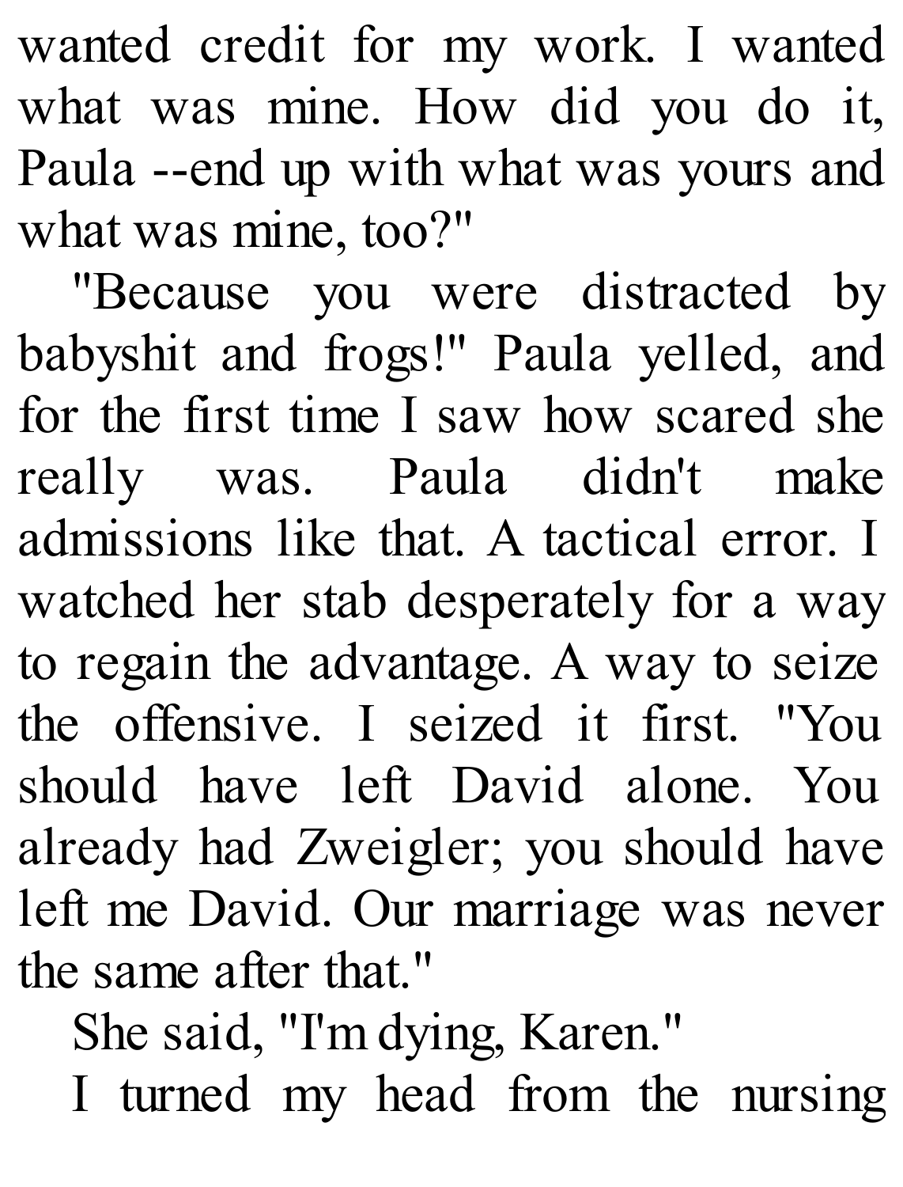wanted credit for my work. I wanted what was mine. How did you do it, Paula --end up with what was yours and what was mine, too?"

"Because you were distracted by babyshit and frogs!" Paula yelled, and for the first time I saw how scared she really was. Paula didn't make admissions like that. A tactical error. I watched her stab desperately for a way to regain the advantage. A way to seize the offensive. I seized it first. "You should have left David alone. You already had Zweigler; you should have left me David. Our marriage was never the same after that."

She said, "I'm dying, Karen."

I turned my head from the nursing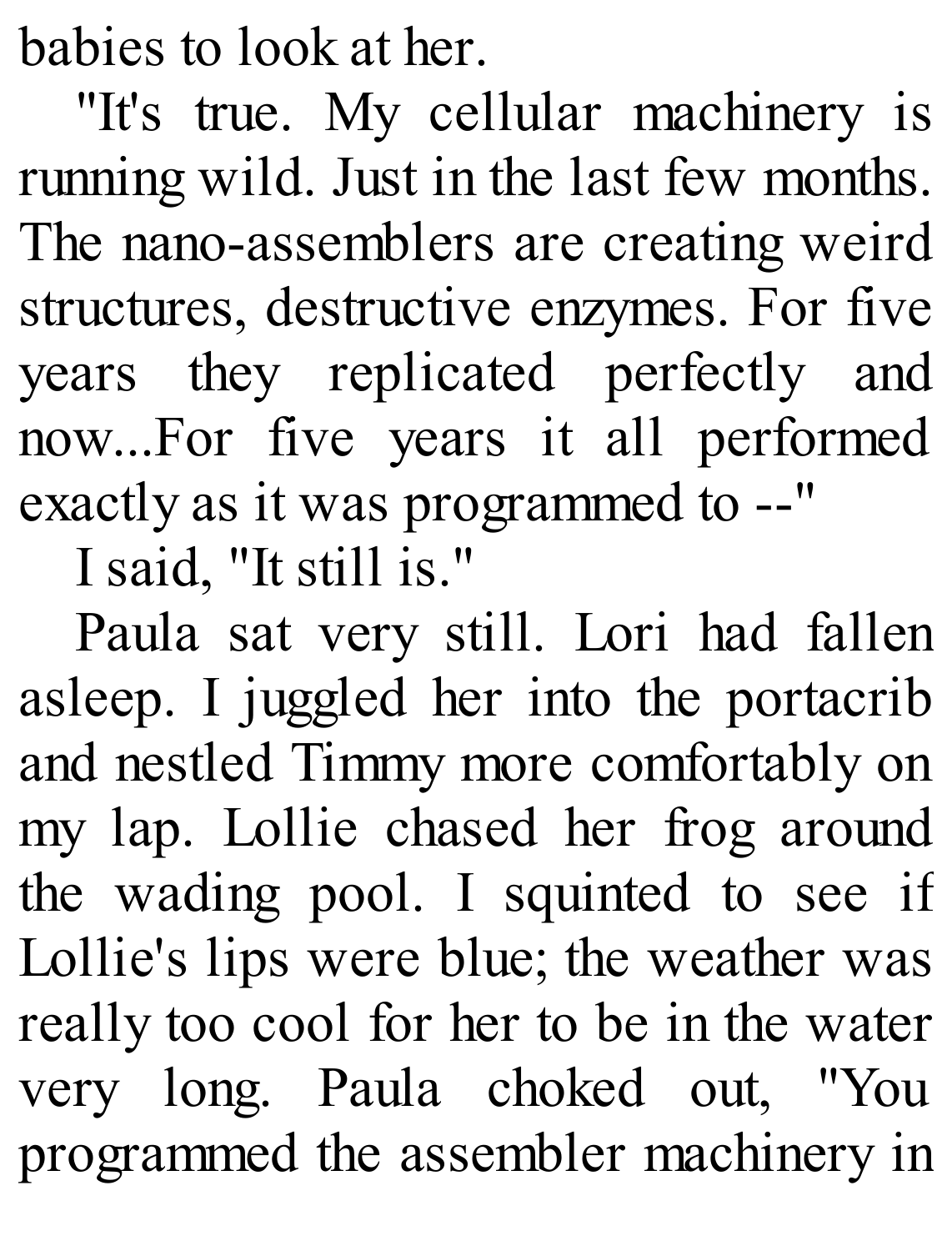babies to look at her.

"It's true. My cellular machinery is running wild. Just in the last few months. The nano-assemblers are creating weird structures, destructive enzymes. For five years they replicated perfectly and now...For five years it all performed exactly as it was programmed to --"

I said, "It still is."

Paula sat very still. Lori had fallen asleep. I juggled her into the portacrib and nestled Timmy more comfortably on my lap. Lollie chased her frog around the wading pool. I squinted to see if Lollie's lips were blue; the weather was really too cool for her to be in the water very long. Paula choked out, "You programmed the assembler machinery in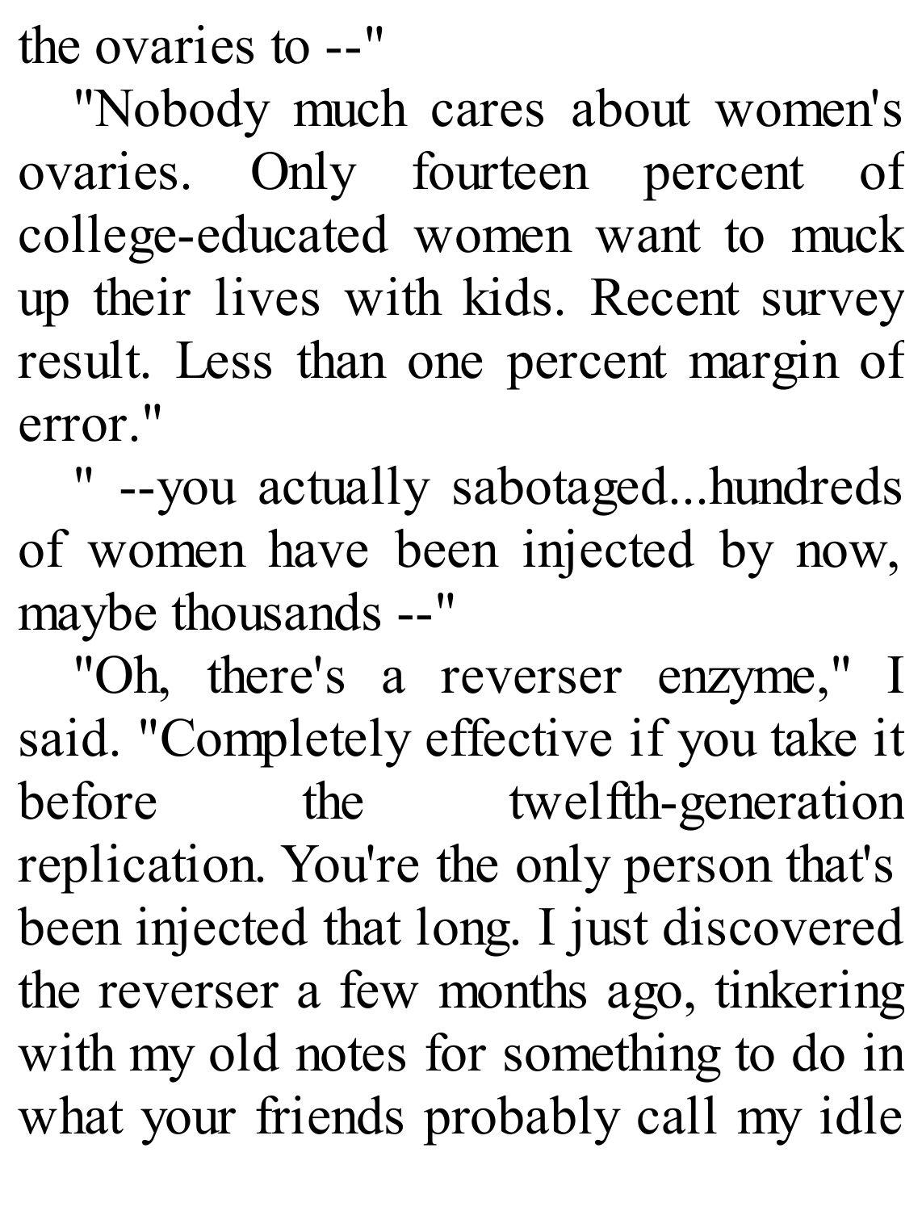the ovaries to --"

"Nobody much cares about women's ovaries. Only fourteen percent of college-educated women want to muck up their lives with kids. Recent survey result. Less than one percent margin of error."

" --you actually sabotaged...hundreds of women have been injected by now, maybe thousands --"

"Oh, there's a reverser enzyme," I said. "Completely effective if you take it before the twelfth-generation replication. You're the only person that's been injected that long. I just discovered the reverser a few months ago, tinkering with my old notes for something to do in what your friends probably call my idle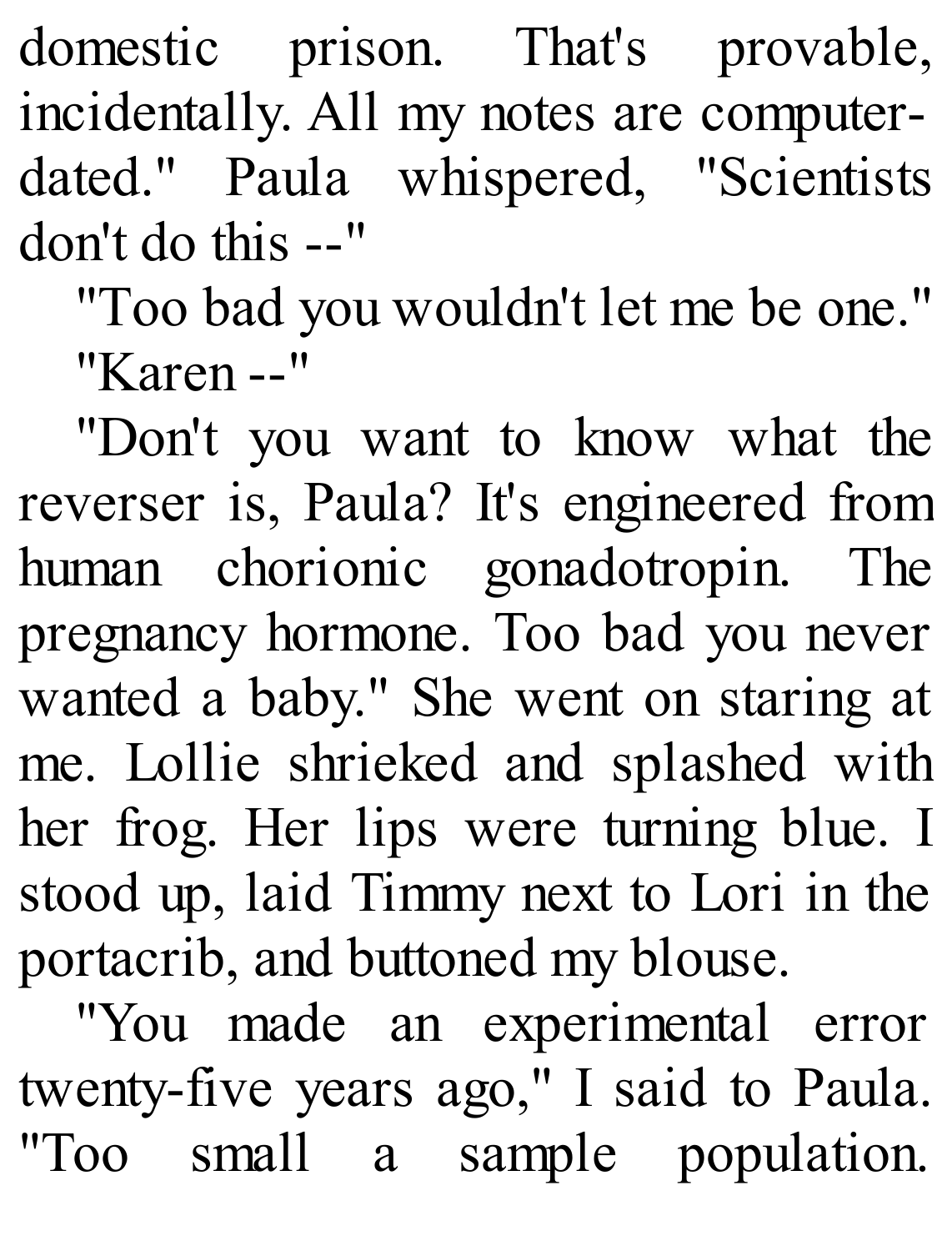domestic prison. That's provable, incidentally. All my notes are computer-dated." Paula whispered, "Scientists don't do this --"

"Too bad you wouldn't let me be one."

"Karen --"

"Don't you want to know what the reverser is, Paula? It's engineered from human chorionic gonadotropin. The pregnancy hormone. Too bad you never wanted a baby." She went on staring at me. Lollie shrieked and splashed with her frog. Her lips were turning blue. I stood up, laid Timmy next to Lori in the portacrib, and buttoned my blouse.

"You made an experimental error twenty-five years ago," I said to Paula. "Too small a sample population.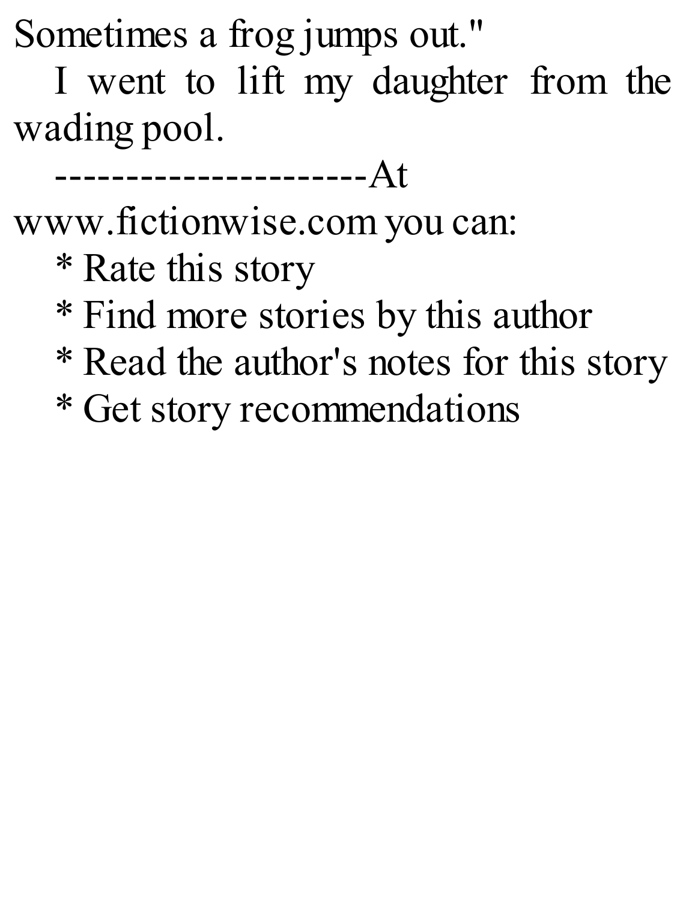Sometimes a frog jumps out."

I went to lift my daughter from the wading pool.

----------------------At www.fictionwise.com you can:

* Rate this story
* Find more stories by this author
* Read the author's notes for this story
* Get story recommendations